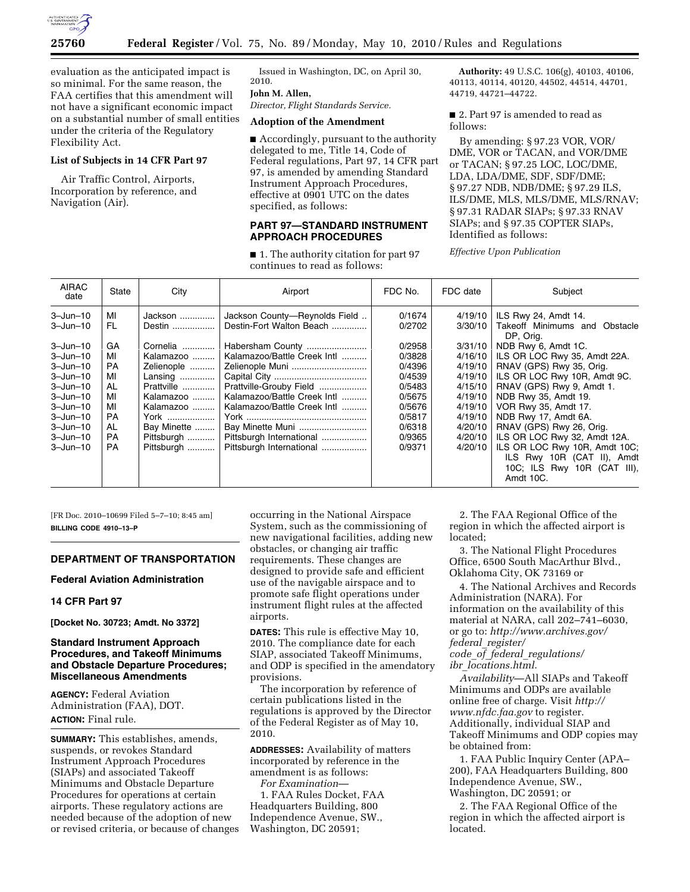evaluation as the anticipated impact is so minimal. For the same reason, the FAA certifies that this amendment will not have a significant economic impact on a substantial number of small entities under the criteria of the Regulatory Flexibility Act.

### List of Subjects in 14 CFR Part 97

Air Traffic Control, Airports, Incorporation by reference, and Navigation (Air).

Issued in Washington, DC, on April 30, 2010.

**John M. Allen,**

*Director, Flight Standards Service.*

### Adoption of the Amendment

■ Accordingly, pursuant to the authority delegated to me, Title 14, Code of Federal regulations, Part 97, 14 CFR part 97, is amended by amending Standard Instrument Approach Procedures, effective at 0901 UTC on the dates specified, as follows:

### PART 97—STANDARD INSTRUMENT APPROACH PROCEDURES

■ 1. The authority citation for part 97 continues to read as follows:

**Authority:** 49 U.S.C. 106(g), 40103, 40106, 40113, 40114, 40120, 44502, 44514, 44701, 44719, 44721–44722.

■ 2. Part 97 is amended to read as follows:

By amending: § 97.23 VOR, VOR/DME, VOR or TACAN, and VOR/DME or TACAN; § 97.25 LOC, LOC/DME, LDA, LDA/DME, SDF, SDF/DME; § 97.27 NDB, NDB/DME; § 97.29 ILS, ILS/DME, MLS, MLS/DME, MLS/RNAV; § 97.31 RADAR SIAPs; § 97.33 RNAV SIAPs; and § 97.35 COPTER SIAPs, Identified as follows:

*Effective Upon Publication*

| AIRAC date | State | City | Airport | FDC No. | FDC date | Subject |
|---|---|---|---|---|---|---|
| 3–Jun–10 | MI | Jackson | Jackson County—Reynolds Field | 0/1674 | 4/19/10 | ILS Rwy 24, Amdt 14. |
| 3–Jun–10 | FL | Destin | Destin-Fort Walton Beach | 0/2702 | 3/30/10 | Takeoff Minimums and Obstacle DP, Orig. |
| 3–Jun–10 | GA | Cornelia | Habersham County | 0/2958 | 3/31/10 | NDB Rwy 6, Amdt 1C. |
| 3–Jun–10 | MI | Kalamazoo | Kalamazoo/Battle Creek Intl | 0/3828 | 4/16/10 | ILS OR LOC Rwy 35, Amdt 22A. |
| 3–Jun–10 | PA | Zelienople | Zelienople Muni | 0/4396 | 4/19/10 | RNAV (GPS) Rwy 35, Orig. |
| 3–Jun–10 | MI | Lansing | Capital City | 0/4539 | 4/19/10 | ILS OR LOC Rwy 10R, Amdt 9C. |
| 3–Jun–10 | AL | Prattville | Prattville-Grouby Field | 0/5483 | 4/15/10 | RNAV (GPS) Rwy 9, Amdt 1. |
| 3–Jun–10 | MI | Kalamazoo | Kalamazoo/Battle Creek Intl | 0/5675 | 4/19/10 | NDB Rwy 35, Amdt 19. |
| 3–Jun–10 | MI | Kalamazoo | Kalamazoo/Battle Creek Intl | 0/5676 | 4/19/10 | VOR Rwy 35, Amdt 17. |
| 3–Jun–10 | PA | York | York | 0/5817 | 4/19/10 | NDB Rwy 17, Amdt 6A. |
| 3–Jun–10 | AL | Bay Minette | Bay Minette Muni | 0/6318 | 4/20/10 | RNAV (GPS) Rwy 26, Orig. |
| 3–Jun–10 | PA | Pittsburgh | Pittsburgh International | 0/9365 | 4/20/10 | ILS OR LOC Rwy 32, Amdt 12A. |
| 3–Jun–10 | PA | Pittsburgh | Pittsburgh International | 0/9371 | 4/20/10 | ILS OR LOC Rwy 10R, Amdt 10C; ILS Rwy 10R (CAT II), Amdt 10C; ILS Rwy 10R (CAT III), Amdt 10C. |

[FR Doc. 2010–10699 Filed 5–7–10; 8:45 am]

**BILLING CODE 4910–13–P**

---

## DEPARTMENT OF TRANSPORTATION

### Federal Aviation Administration

### 14 CFR Part 97

**[Docket No. 30723; Amdt. No 3372]**

### Standard Instrument Approach Procedures, and Takeoff Minimums and Obstacle Departure Procedures; Miscellaneous Amendments

**AGENCY:** Federal Aviation Administration (FAA), DOT.

**ACTION:** Final rule.

**SUMMARY:** This establishes, amends, suspends, or revokes Standard Instrument Approach Procedures (SIAPs) and associated Takeoff Minimums and Obstacle Departure Procedures for operations at certain airports. These regulatory actions are needed because of the adoption of new or revised criteria, or because of changes occurring in the National Airspace System, such as the commissioning of new navigational facilities, adding new obstacles, or changing air traffic requirements. These changes are designed to provide safe and efficient use of the navigable airspace and to promote safe flight operations under instrument flight rules at the affected airports.

**DATES:** This rule is effective May 10, 2010. The compliance date for each SIAP, associated Takeoff Minimums, and ODP is specified in the amendatory provisions.

The incorporation by reference of certain publications listed in the regulations is approved by the Director of the Federal Register as of May 10, 2010.

**ADDRESSES:** Availability of matters incorporated by reference in the amendment is as follows:

*For Examination*—

1. FAA Rules Docket, FAA Headquarters Building, 800 Independence Avenue, SW., Washington, DC 20591;

2. The FAA Regional Office of the region in which the affected airport is located;

3. The National Flight Procedures Office, 6500 South MacArthur Blvd., Oklahoma City, OK 73169 or

4. The National Archives and Records Administration (NARA). For information on the availability of this material at NARA, call 202–741–6030, or go to: *http://www.archives.gov/federal_register/code_of_federal_regulations/ibr_locations.html.*

*Availability*—All SIAPs and Takeoff Minimums and ODPs are available online free of charge. Visit *http://www.nfdc.faa.gov* to register. Additionally, individual SIAP and Takeoff Minimums and ODP copies may be obtained from:

1. FAA Public Inquiry Center (APA–200), FAA Headquarters Building, 800 Independence Avenue, SW., Washington, DC 20591; or

2. The FAA Regional Office of the region in which the affected airport is located.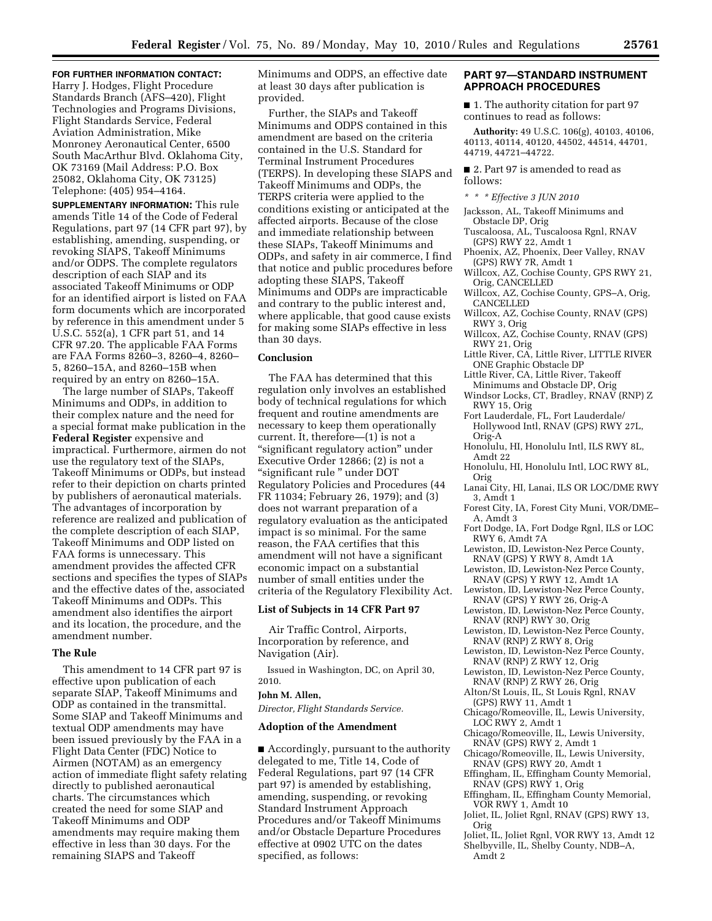**FOR FURTHER INFORMATION CONTACT:** Harry J. Hodges, Flight Procedure Standards Branch (AFS–420), Flight Technologies and Programs Divisions, Flight Standards Service, Federal Aviation Administration, Mike Monroney Aeronautical Center, 6500 South MacArthur Blvd. Oklahoma City, OK 73169 (Mail Address: P.O. Box 25082, Oklahoma City, OK 73125) Telephone: (405) 954–4164.

**SUPPLEMENTARY INFORMATION:** This rule amends Title 14 of the Code of Federal Regulations, part 97 (14 CFR part 97), by establishing, amending, suspending, or revoking SIAPS, Takeoff Minimums and/or ODPS. The complete regulators description of each SIAP and its associated Takeoff Minimums or ODP for an identified airport is listed on FAA form documents which are incorporated by reference in this amendment under 5 U.S.C. 552(a), 1 CFR part 51, and 14 CFR 97.20. The applicable FAA Forms are FAA Forms 8260–3, 8260–4, 8260–5, 8260–15A, and 8260–15B when required by an entry on 8260–15A.

The large number of SIAPs, Takeoff Minimums and ODPs, in addition to their complex nature and the need for a special format make publication in the **Federal Register** expensive and impractical. Furthermore, airmen do not use the regulatory text of the SIAPs, Takeoff Minimums or ODPs, but instead refer to their depiction on charts printed by publishers of aeronautical materials. The advantages of incorporation by reference are realized and publication of the complete description of each SIAP, Takeoff Minimums and ODP listed on FAA forms is unnecessary. This amendment provides the affected CFR sections and specifies the types of SIAPs and the effective dates of the, associated Takeoff Minimums and ODPs. This amendment also identifies the airport and its location, the procedure, and the amendment number.

## The Rule

This amendment to 14 CFR part 97 is effective upon publication of each separate SIAP, Takeoff Minimums and ODP as contained in the transmittal. Some SIAP and Takeoff Minimums and textual ODP amendments may have been issued previously by the FAA in a Flight Data Center (FDC) Notice to Airmen (NOTAM) as an emergency action of immediate flight safety relating directly to published aeronautical charts. The circumstances which created the need for some SIAP and Takeoff Minimums and ODP amendments may require making them effective in less than 30 days. For the remaining SIAPS and Takeoff Minimums and ODPS, an effective date at least 30 days after publication is provided.

Further, the SIAPs and Takeoff Minimums and ODPS contained in this amendment are based on the criteria contained in the U.S. Standard for Terminal Instrument Procedures (TERPS). In developing these SIAPS and Takeoff Minimums and ODPs, the TERPS criteria were applied to the conditions existing or anticipated at the affected airports. Because of the close and immediate relationship between these SIAPs, Takeoff Minimums and ODPs, and safety in air commerce, I find that notice and public procedures before adopting these SIAPS, Takeoff Minimums and ODPs are impracticable and contrary to the public interest and, where applicable, that good cause exists for making some SIAPs effective in less than 30 days.

## Conclusion

The FAA has determined that this regulation only involves an established body of technical regulations for which frequent and routine amendments are necessary to keep them operationally current. It, therefore—(1) is not a "significant regulatory action" under Executive Order 12866; (2) is not a "significant rule " under DOT Regulatory Policies and Procedures (44 FR 11034; February 26, 1979); and (3) does not warrant preparation of a regulatory evaluation as the anticipated impact is so minimal. For the same reason, the FAA certifies that this amendment will not have a significant economic impact on a substantial number of small entities under the criteria of the Regulatory Flexibility Act.

## List of Subjects in 14 CFR Part 97

Air Traffic Control, Airports, Incorporation by reference, and Navigation (Air).

Issued in Washington, DC, on April 30, 2010.

**John M. Allen,**

*Director, Flight Standards Service.*

## Adoption of the Amendment

■ Accordingly, pursuant to the authority delegated to me, Title 14, Code of Federal Regulations, part 97 (14 CFR part 97) is amended by establishing, amending, suspending, or revoking Standard Instrument Approach Procedures and/or Takeoff Minimums and/or Obstacle Departure Procedures effective at 0902 UTC on the dates specified, as follows:

## PART 97—STANDARD INSTRUMENT APPROACH PROCEDURES

■ 1. The authority citation for part 97 continues to read as follows:

**Authority:** 49 U.S.C. 106(g), 40103, 40106, 40113, 40114, 40120, 44502, 44514, 44701, 44719, 44721–44722.

■ 2. Part 97 is amended to read as follows:

*\* \* \* Effective 3 JUN 2010*

Jacksson, AL, Takeoff Minimums and Obstacle DP, Orig
Tuscaloosa, AL, Tuscaloosa Rgnl, RNAV (GPS) RWY 22, Amdt 1
Phoenix, AZ, Phoenix, Deer Valley, RNAV (GPS) RWY 7R, Amdt 1
Willcox, AZ, Cochise County, GPS RWY 21, Orig, CANCELLED
Willcox, AZ, Cochise County, GPS–A, Orig, CANCELLED
Willcox, AZ, Cochise County, RNAV (GPS) RWY 3, Orig
Willcox, AZ, Cochise County, RNAV (GPS) RWY 21, Orig
Little River, CA, Little River, LITTLE RIVER ONE Graphic Obstacle DP
Little River, CA, Little River, Takeoff Minimums and Obstacle DP, Orig
Windsor Locks, CT, Bradley, RNAV (RNP) Z RWY 15, Orig
Fort Lauderdale, FL, Fort Lauderdale/Hollywood Intl, RNAV (GPS) RWY 27L, Orig-A
Honolulu, HI, Honolulu Intl, ILS RWY 8L, Amdt 22
Honolulu, HI, Honolulu Intl, LOC RWY 8L, Orig
Lanai City, HI, Lanai, ILS OR LOC/DME RWY 3, Amdt 1
Forest City, IA, Forest City Muni, VOR/DME–A, Amdt 3
Fort Dodge, IA, Fort Dodge Rgnl, ILS or LOC RWY 6, Amdt 7A
Lewiston, ID, Lewiston-Nez Perce County, RNAV (GPS) Y RWY 8, Amdt 1A
Lewiston, ID, Lewiston-Nez Perce County, RNAV (GPS) Y RWY 12, Amdt 1A
Lewiston, ID, Lewiston-Nez Perce County, RNAV (GPS) Y RWY 26, Orig-A
Lewiston, ID, Lewiston-Nez Perce County, RNAV (RNP) RWY 30, Orig
Lewiston, ID, Lewiston-Nez Perce County, RNAV (RNP) Z RWY 8, Orig
Lewiston, ID, Lewiston-Nez Perce County, RNAV (RNP) Z RWY 12, Orig
Lewiston, ID, Lewiston-Nez Perce County, RNAV (RNP) Z RWY 26, Orig
Alton/St Louis, IL, St Louis Rgnl, RNAV (GPS) RWY 11, Amdt 1
Chicago/Romeoville, IL, Lewis University, LOC RWY 2, Amdt 1
Chicago/Romeoville, IL, Lewis University, RNAV (GPS) RWY 2, Amdt 1
Chicago/Romeoville, IL, Lewis University, RNAV (GPS) RWY 20, Amdt 1
Effingham, IL, Effingham County Memorial, RNAV (GPS) RWY 1, Orig
Effingham, IL, Effingham County Memorial, VOR RWY 1, Amdt 10
Joliet, IL, Joliet Rgnl, RNAV (GPS) RWY 13, Orig
Joliet, IL, Joliet Rgnl, VOR RWY 13, Amdt 12
Shelbyville, IL, Shelby County, NDB–A, Amdt 2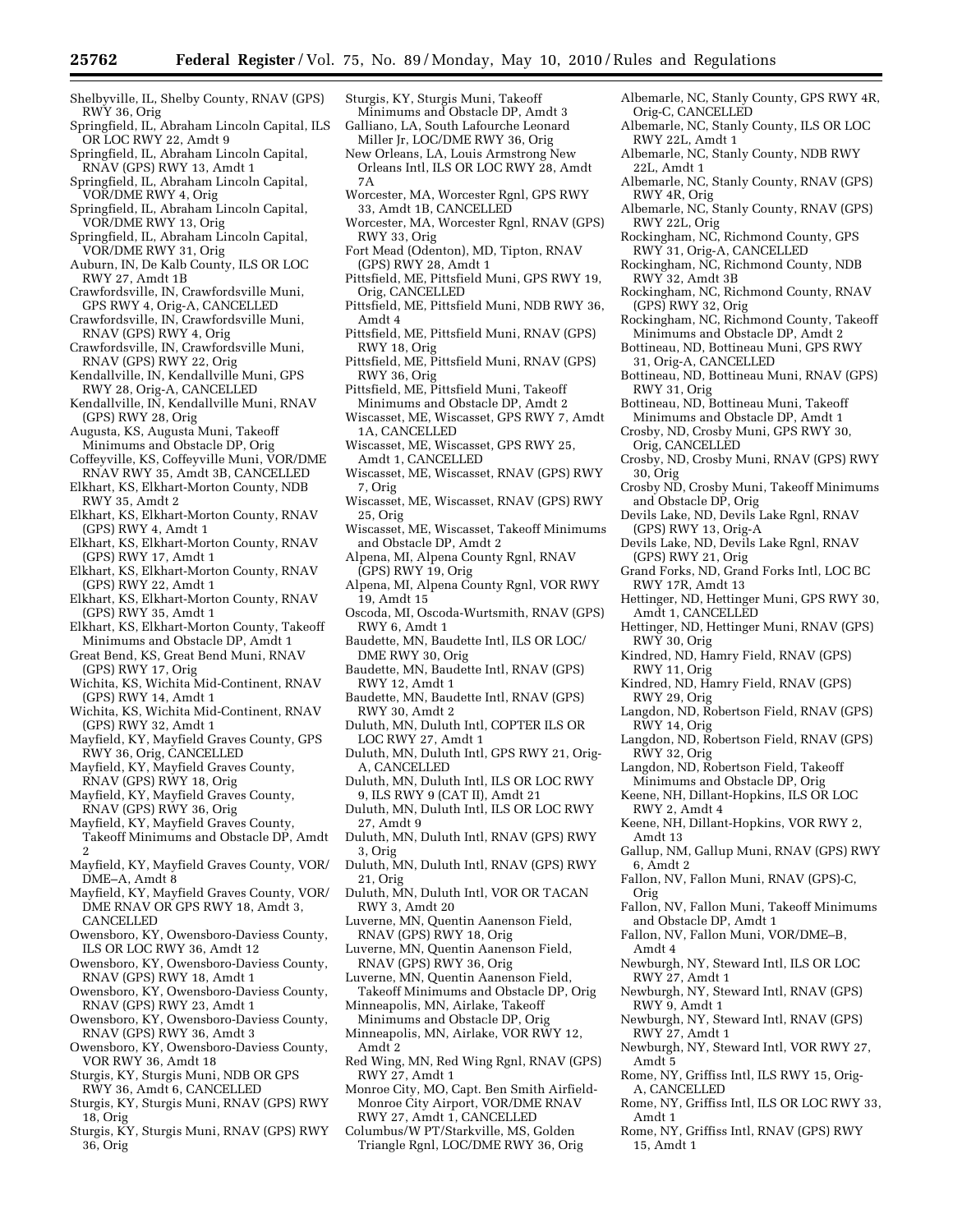Shelbyville, IL, Shelby County, RNAV (GPS) RWY 36, Orig

Springfield, IL, Abraham Lincoln Capital, ILS OR LOC RWY 22, Amdt 9

Springfield, IL, Abraham Lincoln Capital, RNAV (GPS) RWY 13, Amdt 1

Springfield, IL, Abraham Lincoln Capital, VOR/DME RWY 4, Orig

Springfield, IL, Abraham Lincoln Capital, VOR/DME RWY 13, Orig

Springfield, IL, Abraham Lincoln Capital, VOR/DME RWY 31, Orig

Auburn, IN, De Kalb County, ILS OR LOC RWY 27, Amdt 1B

Crawfordsville, IN, Crawfordsville Muni, GPS RWY 4, Orig-A, CANCELLED

Crawfordsville, IN, Crawfordsville Muni, RNAV (GPS) RWY 4, Orig

Crawfordsville, IN, Crawfordsville Muni, RNAV (GPS) RWY 22, Orig

Kendallville, IN, Kendallville Muni, GPS RWY 28, Orig-A, CANCELLED

Kendallville, IN, Kendallville Muni, RNAV (GPS) RWY 28, Orig

Augusta, KS, Augusta Muni, Takeoff Minimums and Obstacle DP, Orig

Coffeyville, KS, Coffeyville Muni, VOR/DME RNAV RWY 35, Amdt 3B, CANCELLED

Elkhart, KS, Elkhart-Morton County, NDB RWY 35, Amdt 2

Elkhart, KS, Elkhart-Morton County, RNAV (GPS) RWY 4, Amdt 1

Elkhart, KS, Elkhart-Morton County, RNAV (GPS) RWY 17, Amdt 1

Elkhart, KS, Elkhart-Morton County, RNAV (GPS) RWY 22, Amdt 1

Elkhart, KS, Elkhart-Morton County, RNAV (GPS) RWY 35, Amdt 1

Elkhart, KS, Elkhart-Morton County, Takeoff Minimums and Obstacle DP, Amdt 1

Great Bend, KS, Great Bend Muni, RNAV (GPS) RWY 17, Orig

Wichita, KS, Wichita Mid-Continent, RNAV (GPS) RWY 14, Amdt 1

Wichita, KS, Wichita Mid-Continent, RNAV (GPS) RWY 32, Amdt 1

Mayfield, KY, Mayfield Graves County, GPS RWY 36, Orig, CANCELLED

Mayfield, KY, Mayfield Graves County, RNAV (GPS) RWY 18, Orig

Mayfield, KY, Mayfield Graves County, RNAV (GPS) RWY 36, Orig

Mayfield, KY, Mayfield Graves County, Takeoff Minimums and Obstacle DP, Amdt 2

Mayfield, KY, Mayfield Graves County, VOR/DME–A, Amdt 8

Mayfield, KY, Mayfield Graves County, VOR/DME RNAV OR GPS RWY 18, Amdt 3, CANCELLED

Owensboro, KY, Owensboro-Daviess County, ILS OR LOC RWY 36, Amdt 12

Owensboro, KY, Owensboro-Daviess County, RNAV (GPS) RWY 18, Amdt 1

Owensboro, KY, Owensboro-Daviess County, RNAV (GPS) RWY 23, Amdt 1

Owensboro, KY, Owensboro-Daviess County, RNAV (GPS) RWY 36, Amdt 3

Owensboro, KY, Owensboro-Daviess County, VOR RWY 36, Amdt 18

Sturgis, KY, Sturgis Muni, NDB OR GPS RWY 36, Amdt 6, CANCELLED

Sturgis, KY, Sturgis Muni, RNAV (GPS) RWY 18, Orig

Sturgis, KY, Sturgis Muni, RNAV (GPS) RWY 36, Orig

Sturgis, KY, Sturgis Muni, Takeoff Minimums and Obstacle DP, Amdt 3

Galliano, LA, South Lafourche Leonard Miller Jr, LOC/DME RWY 36, Orig

New Orleans, LA, Louis Armstrong New Orleans Intl, ILS OR LOC RWY 28, Amdt 7A

Worcester, MA, Worcester Rgnl, GPS RWY 33, Amdt 1B, CANCELLED

Worcester, MA, Worcester Rgnl, RNAV (GPS) RWY 33, Orig

Fort Mead (Odenton), MD, Tipton, RNAV (GPS) RWY 28, Amdt 1

Pittsfield, ME, Pittsfield Muni, GPS RWY 19, Orig, CANCELLED

Pittsfield, ME, Pittsfield Muni, NDB RWY 36, Amdt 4

Pittsfield, ME, Pittsfield Muni, RNAV (GPS) RWY 18, Orig

Pittsfield, ME, Pittsfield Muni, RNAV (GPS) RWY 36, Orig

Pittsfield, ME, Pittsfield Muni, Takeoff Minimums and Obstacle DP, Amdt 2

Wiscasset, ME, Wiscasset, GPS RWY 7, Amdt 1A, CANCELLED

Wiscasset, ME, Wiscasset, GPS RWY 25, Amdt 1, CANCELLED

Wiscasset, ME, Wiscasset, RNAV (GPS) RWY 7, Orig

Wiscasset, ME, Wiscasset, RNAV (GPS) RWY 25, Orig

Wiscasset, ME, Wiscasset, Takeoff Minimums and Obstacle DP, Amdt 2

Alpena, MI, Alpena County Rgnl, RNAV (GPS) RWY 19, Orig

Alpena, MI, Alpena County Rgnl, VOR RWY 19, Amdt 15

Oscoda, MI, Oscoda-Wurtsmith, RNAV (GPS) RWY 6, Amdt 1

Baudette, MN, Baudette Intl, ILS OR LOC/DME RWY 30, Orig

Baudette, MN, Baudette Intl, RNAV (GPS) RWY 12, Amdt 1

Baudette, MN, Baudette Intl, RNAV (GPS) RWY 30, Amdt 2

Duluth, MN, Duluth Intl, COPTER ILS OR LOC RWY 27, Amdt 1

Duluth, MN, Duluth Intl, GPS RWY 21, Orig-A, CANCELLED

Duluth, MN, Duluth Intl, ILS OR LOC RWY 9, ILS RWY 9 (CAT II), Amdt 21

Duluth, MN, Duluth Intl, ILS OR LOC RWY 27, Amdt 9

Duluth, MN, Duluth Intl, RNAV (GPS) RWY 3, Orig

Duluth, MN, Duluth Intl, RNAV (GPS) RWY 21, Orig

Duluth, MN, Duluth Intl, VOR OR TACAN RWY 3, Amdt 20

Luverne, MN, Quentin Aanenson Field, RNAV (GPS) RWY 18, Orig

Luverne, MN, Quentin Aanenson Field, RNAV (GPS) RWY 36, Orig

Luverne, MN, Quentin Aanenson Field, Takeoff Minimums and Obstacle DP, Orig

Minneapolis, MN, Airlake, Takeoff Minimums and Obstacle DP, Orig

Minneapolis, MN, Airlake, VOR RWY 12, Amdt 2

Red Wing, MN, Red Wing Rgnl, RNAV (GPS) RWY 27, Amdt 1

Monroe City, MO, Capt. Ben Smith Airfield-Monroe City Airport, VOR/DME RNAV RWY 27, Amdt 1, CANCELLED

Columbus/W PT/Starkville, MS, Golden Triangle Rgnl, LOC/DME RWY 36, Orig

Albemarle, NC, Stanly County, GPS RWY 4R, Orig-C, CANCELLED

Albemarle, NC, Stanly County, ILS OR LOC RWY 22L, Amdt 1

Albemarle, NC, Stanly County, NDB RWY 22L, Amdt 1

Albemarle, NC, Stanly County, RNAV (GPS) RWY 4R, Orig

Albemarle, NC, Stanly County, RNAV (GPS) RWY 22L, Orig

Rockingham, NC, Richmond County, GPS RWY 31, Orig-A, CANCELLED

Rockingham, NC, Richmond County, NDB RWY 32, Amdt 3B

Rockingham, NC, Richmond County, RNAV (GPS) RWY 32, Orig

Rockingham, NC, Richmond County, Takeoff Minimums and Obstacle DP, Amdt 2

Bottineau, ND, Bottineau Muni, GPS RWY 31, Orig-A, CANCELLED

Bottineau, ND, Bottineau Muni, RNAV (GPS) RWY 31, Orig

Bottineau, ND, Bottineau Muni, Takeoff Minimums and Obstacle DP, Amdt 1

Crosby, ND, Crosby Muni, GPS RWY 30, Orig, CANCELLED

Crosby, ND, Crosby Muni, RNAV (GPS) RWY 30, Orig

Crosby ND, Crosby Muni, Takeoff Minimums and Obstacle DP, Orig

Devils Lake, ND, Devils Lake Rgnl, RNAV (GPS) RWY 13, Orig-A

Devils Lake, ND, Devils Lake Rgnl, RNAV (GPS) RWY 21, Orig

Grand Forks, ND, Grand Forks Intl, LOC BC RWY 17R, Amdt 13

Hettinger, ND, Hettinger Muni, GPS RWY 30, Amdt 1, CANCELLED

Hettinger, ND, Hettinger Muni, RNAV (GPS) RWY 30, Orig

Kindred, ND, Hamry Field, RNAV (GPS) RWY 11, Orig

Kindred, ND, Hamry Field, RNAV (GPS) RWY 29, Orig

Langdon, ND, Robertson Field, RNAV (GPS) RWY 14, Orig

Langdon, ND, Robertson Field, RNAV (GPS) RWY 32, Orig

Langdon, ND, Robertson Field, Takeoff Minimums and Obstacle DP, Orig

Keene, NH, Dillant-Hopkins, ILS OR LOC RWY 2, Amdt 4

Keene, NH, Dillant-Hopkins, VOR RWY 2, Amdt 13

Gallup, NM, Gallup Muni, RNAV (GPS) RWY 6, Amdt 2

Fallon, NV, Fallon Muni, RNAV (GPS)-C, Orig

Fallon, NV, Fallon Muni, Takeoff Minimums and Obstacle DP, Amdt 1

Fallon, NV, Fallon Muni, VOR/DME–B, Amdt 4

Newburgh, NY, Steward Intl, ILS OR LOC RWY 27, Amdt 1

Newburgh, NY, Steward Intl, RNAV (GPS) RWY 9, Amdt 1

Newburgh, NY, Steward Intl, RNAV (GPS) RWY 27, Amdt 1

Newburgh, NY, Steward Intl, VOR RWY 27, Amdt 5

Rome, NY, Griffiss Intl, ILS RWY 15, Orig-A, CANCELLED

Rome, NY, Griffiss Intl, ILS OR LOC RWY 33, Amdt 1

Rome, NY, Griffiss Intl, RNAV (GPS) RWY 15, Amdt 1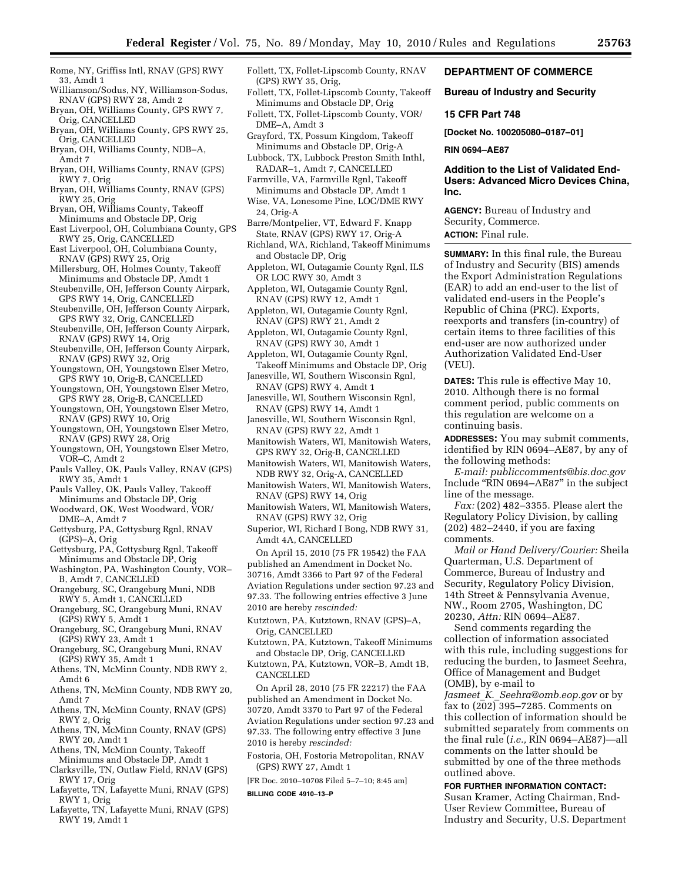Rome, NY, Griffiss Intl, RNAV (GPS) RWY 33, Amdt 1
Williamson/Sodus, NY, Williamson-Sodus, RNAV (GPS) RWY 28, Amdt 2
Bryan, OH, Williams County, GPS RWY 7, Orig, CANCELLED
Bryan, OH, Williams County, GPS RWY 25, Orig, CANCELLED
Bryan, OH, Williams County, NDB–A, Amdt 7
Bryan, OH, Williams County, RNAV (GPS) RWY 7, Orig
Bryan, OH, Williams County, RNAV (GPS) RWY 25, Orig
Bryan, OH, Williams County, Takeoff Minimums and Obstacle DP, Orig
East Liverpool, OH, Columbiana County, GPS RWY 25, Orig, CANCELLED
East Liverpool, OH, Columbiana County, RNAV (GPS) RWY 25, Orig
Millersburg, OH, Holmes County, Takeoff Minimums and Obstacle DP, Amdt 1
Steubenville, OH, Jefferson County Airpark, GPS RWY 14, Orig, CANCELLED
Steubenville, OH, Jefferson County Airpark, GPS RWY 32, Orig, CANCELLED
Steubenville, OH, Jefferson County Airpark, RNAV (GPS) RWY 14, Orig
Steubenville, OH, Jefferson County Airpark, RNAV (GPS) RWY 32, Orig
Youngstown, OH, Youngstown Elser Metro, GPS RWY 10, Orig-B, CANCELLED
Youngstown, OH, Youngstown Elser Metro, GPS RWY 28, Orig-B, CANCELLED
Youngstown, OH, Youngstown Elser Metro, RNAV (GPS) RWY 10, Orig
Youngstown, OH, Youngstown Elser Metro, RNAV (GPS) RWY 28, Orig
Youngstown, OH, Youngstown Elser Metro, VOR–C, Amdt 2
Pauls Valley, OK, Pauls Valley, RNAV (GPS) RWY 35, Amdt 1
Pauls Valley, OK, Pauls Valley, Takeoff Minimums and Obstacle DP, Orig
Woodward, OK, West Woodward, VOR/DME–A, Amdt 7
Gettysburg, PA, Gettysburg Rgnl, RNAV (GPS)–A, Orig
Gettysburg, PA, Gettysburg Rgnl, Takeoff Minimums and Obstacle DP, Orig
Washington, PA, Washington County, VOR–B, Amdt 7, CANCELLED
Orangeburg, SC, Orangeburg Muni, NDB RWY 5, Amdt 1, CANCELLED
Orangeburg, SC, Orangeburg Muni, RNAV (GPS) RWY 5, Amdt 1
Orangeburg, SC, Orangeburg Muni, RNAV (GPS) RWY 23, Amdt 1
Orangeburg, SC, Orangeburg Muni, RNAV (GPS) RWY 35, Amdt 1
Athens, TN, McMinn County, NDB RWY 2, Amdt 6
Athens, TN, McMinn County, NDB RWY 20, Amdt 7
Athens, TN, McMinn County, RNAV (GPS) RWY 2, Orig
Athens, TN, McMinn County, RNAV (GPS) RWY 20, Amdt 1
Athens, TN, McMinn County, Takeoff Minimums and Obstacle DP, Amdt 1
Clarksville, TN, Outlaw Field, RNAV (GPS) RWY 17, Orig
Lafayette, TN, Lafayette Muni, RNAV (GPS) RWY 1, Orig
Lafayette, TN, Lafayette Muni, RNAV (GPS) RWY 19, Amdt 1
Follett, TX, Follet-Lipscomb County, RNAV (GPS) RWY 35, Orig,
Follett, TX, Follet-Lipscomb County, Takeoff Minimums and Obstacle DP, Orig
Follett, TX, Follet-Lipscomb County, VOR/DME–A, Amdt 3
Grayford, TX, Possum Kingdom, Takeoff Minimums and Obstacle DP, Orig-A
Lubbock, TX, Lubbock Preston Smith Inthl, RADAR–1, Amdt 7, CANCELLED
Farmville, VA, Farmville Rgnl, Takeoff Minimums and Obstacle DP, Amdt 1
Wise, VA, Lonesome Pine, LOC/DME RWY 24, Orig-A
Barre/Montpelier, VT, Edward F. Knapp State, RNAV (GPS) RWY 17, Orig-A
Richland, WA, Richland, Takeoff Minimums and Obstacle DP, Orig
Appleton, WI, Outagamie County Rgnl, ILS OR LOC RWY 30, Amdt 3
Appleton, WI, Outagamie County Rgnl, RNAV (GPS) RWY 12, Amdt 1
Appleton, WI, Outagamie County Rgnl, RNAV (GPS) RWY 21, Amdt 2
Appleton, WI, Outagamie County Rgnl, RNAV (GPS) RWY 30, Amdt 1
Appleton, WI, Outagamie County Rgnl, Takeoff Minimums and Obstacle DP, Orig
Janesville, WI, Southern Wisconsin Rgnl, RNAV (GPS) RWY 4, Amdt 1
Janesville, WI, Southern Wisconsin Rgnl, RNAV (GPS) RWY 14, Amdt 1
Janesville, WI, Southern Wisconsin Rgnl, RNAV (GPS) RWY 22, Amdt 1
Manitowish Waters, WI, Manitowish Waters, GPS RWY 32, Orig-B, CANCELLED
Manitowish Waters, WI, Manitowish Waters, NDB RWY 32, Orig-A, CANCELLED
Manitowish Waters, WI, Manitowish Waters, RNAV (GPS) RWY 14, Orig
Manitowish Waters, WI, Manitowish Waters, RNAV (GPS) RWY 32, Orig
Superior, WI, Richard I Bong, NDB RWY 31, Amdt 4A, CANCELLED

On April 15, 2010 (75 FR 19542) the FAA published an Amendment in Docket No. 30716, Amdt 3366 to Part 97 of the Federal Aviation Regulations under section 97.23 and 97.33. The following entries effective 3 June 2010 are hereby *rescinded:*

Kutztown, PA, Kutztown, RNAV (GPS)–A, Orig, CANCELLED
Kutztown, PA, Kutztown, Takeoff Minimums and Obstacle DP, Orig, CANCELLED
Kutztown, PA, Kutztown, VOR–B, Amdt 1B, CANCELLED

On April 28, 2010 (75 FR 22217) the FAA published an Amendment in Docket No. 30720, Amdt 3370 to Part 97 of the Federal Aviation Regulations under section 97.23 and 97.33. The following entry effective 3 June 2010 is hereby *rescinded:*

Fostoria, OH, Fostoria Metropolitan, RNAV (GPS) RWY 27, Amdt 1

[FR Doc. 2010–10708 Filed 5–7–10; 8:45 am]

**BILLING CODE 4910–13–P**

## DEPARTMENT OF COMMERCE

### Bureau of Industry and Security

### 15 CFR Part 748

**[Docket No. 100205080–0187–01]**

**RIN 0694–AE87**

### Addition to the List of Validated End-Users: Advanced Micro Devices China, Inc.

**AGENCY:** Bureau of Industry and Security, Commerce.

**ACTION:** Final rule.

**SUMMARY:** In this final rule, the Bureau of Industry and Security (BIS) amends the Export Administration Regulations (EAR) to add an end-user to the list of validated end-users in the People's Republic of China (PRC). Exports, reexports and transfers (in-country) of certain items to three facilities of this end-user are now authorized under Authorization Validated End-User (VEU).

**DATES:** This rule is effective May 10, 2010. Although there is no formal comment period, public comments on this regulation are welcome on a continuing basis.

**ADDRESSES:** You may submit comments, identified by RIN 0694–AE87, by any of the following methods:

*E-mail: publiccomments@bis.doc.gov* Include "RIN 0694–AE87" in the subject line of the message.

*Fax:* (202) 482–3355. Please alert the Regulatory Policy Division, by calling (202) 482–2440, if you are faxing comments.

*Mail or Hand Delivery/Courier:* Sheila Quarterman, U.S. Department of Commerce, Bureau of Industry and Security, Regulatory Policy Division, 14th Street & Pennsylvania Avenue, NW., Room 2705, Washington, DC 20230, *Attn:* RIN 0694–AE87.

Send comments regarding the collection of information associated with this rule, including suggestions for reducing the burden, to Jasmeet Seehra, Office of Management and Budget (OMB), by e-mail to *Jasmeet_K._Seehra@omb.eop.gov* or by fax to (202) 395–7285. Comments on this collection of information should be submitted separately from comments on the final rule (*i.e.,* RIN 0694–AE87)—all comments on the latter should be submitted by one of the three methods outlined above.

**FOR FURTHER INFORMATION CONTACT:** Susan Kramer, Acting Chairman, End-User Review Committee, Bureau of Industry and Security, U.S. Department